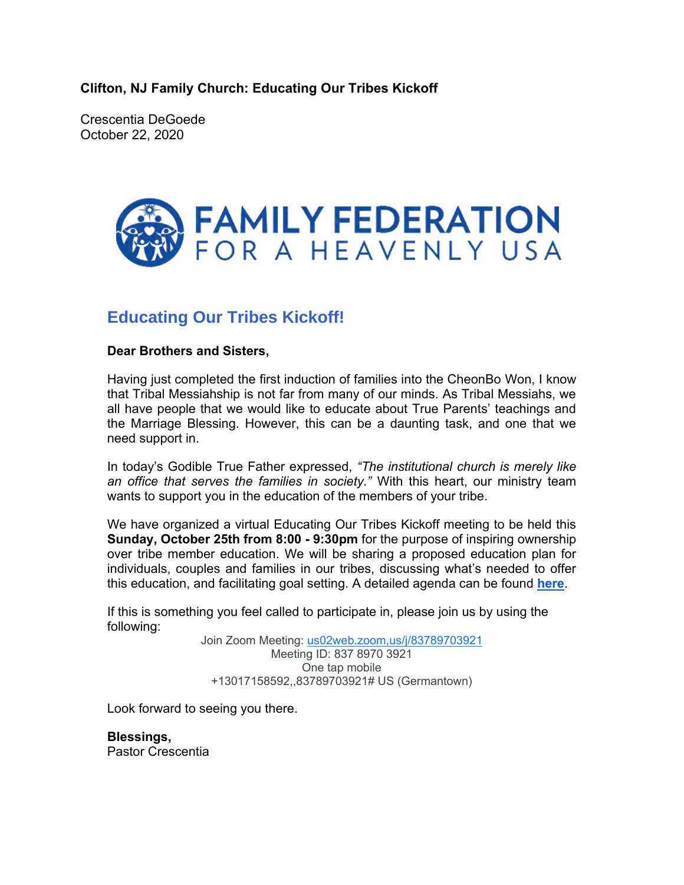**Clifton, NJ Family Church: Educating Our Tribes Kickoff**

Crescentia DeGoede
October 22, 2020

FAMILY FEDERATION FOR A HEAVENLY USA

## Educating Our Tribes Kickoff!

**Dear Brothers and Sisters,**

Having just completed the first induction of families into the CheonBo Won, I know that Tribal Messiahship is not far from many of our minds. As Tribal Messiahs, we all have people that we would like to educate about True Parents' teachings and the Marriage Blessing. However, this can be a daunting task, and one that we need support in.

In today's Godible True Father expressed, *"The institutional church is merely like an office that serves the families in society."* With this heart, our ministry team wants to support you in the education of the members of your tribe.

We have organized a virtual Educating Our Tribes Kickoff meeting to be held this **Sunday, October 25th from 8:00 - 9:30pm** for the purpose of inspiring ownership over tribe member education. We will be sharing a proposed education plan for individuals, couples and families in our tribes, discussing what's needed to offer this education, and facilitating goal setting. A detailed agenda can be found **here**.

If this is something you feel called to participate in, please join us by using the following:

Join Zoom Meeting: us02web.zoom,us/j/83789703921
Meeting ID: 837 8970 3921
One tap mobile
+13017158592,,83789703921# US (Germantown)

Look forward to seeing you there.

**Blessings,**
Pastor Crescentia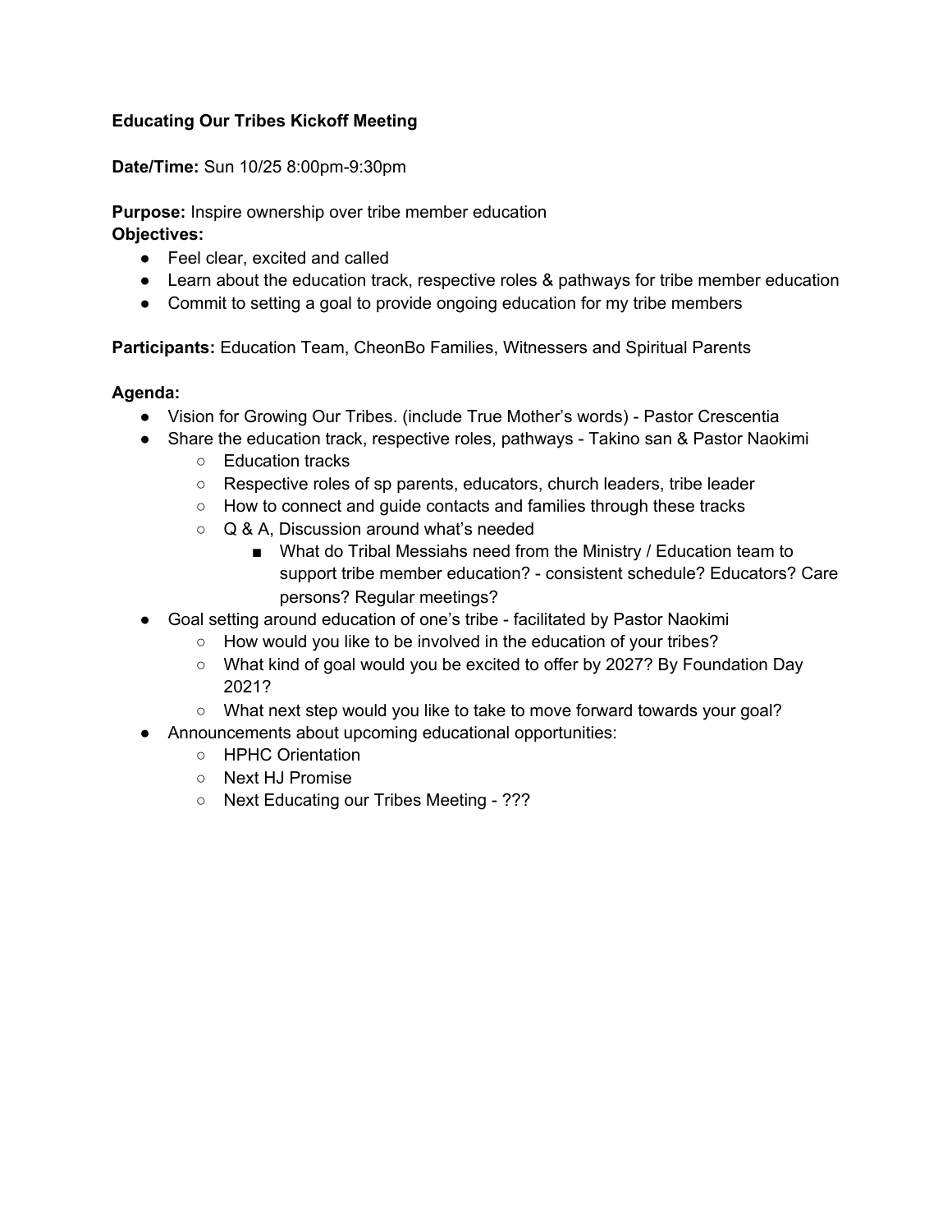**Educating Our Tribes Kickoff Meeting**

**Date/Time:** Sun 10/25 8:00pm-9:30pm

**Purpose:** Inspire ownership over tribe member education
**Objectives:**

- Feel clear, excited and called
- Learn about the education track, respective roles & pathways for tribe member education
- Commit to setting a goal to provide ongoing education for my tribe members

**Participants:** Education Team, CheonBo Families, Witnessers and Spiritual Parents

**Agenda:**

- Vision for Growing Our Tribes. (include True Mother's words) - Pastor Crescentia
- Share the education track, respective roles, pathways - Takino san & Pastor Naokimi
  - Education tracks
  - Respective roles of sp parents, educators, church leaders, tribe leader
  - How to connect and guide contacts and families through these tracks
  - Q & A, Discussion around what's needed
    - What do Tribal Messiahs need from the Ministry / Education team to support tribe member education? - consistent schedule? Educators? Care persons? Regular meetings?
- Goal setting around education of one's tribe - facilitated by Pastor Naokimi
  - How would you like to be involved in the education of your tribes?
  - What kind of goal would you be excited to offer by 2027? By Foundation Day 2021?
  - What next step would you like to take to move forward towards your goal?
- Announcements about upcoming educational opportunities:
  - HPHC Orientation
  - Next HJ Promise
  - Next Educating our Tribes Meeting - ???